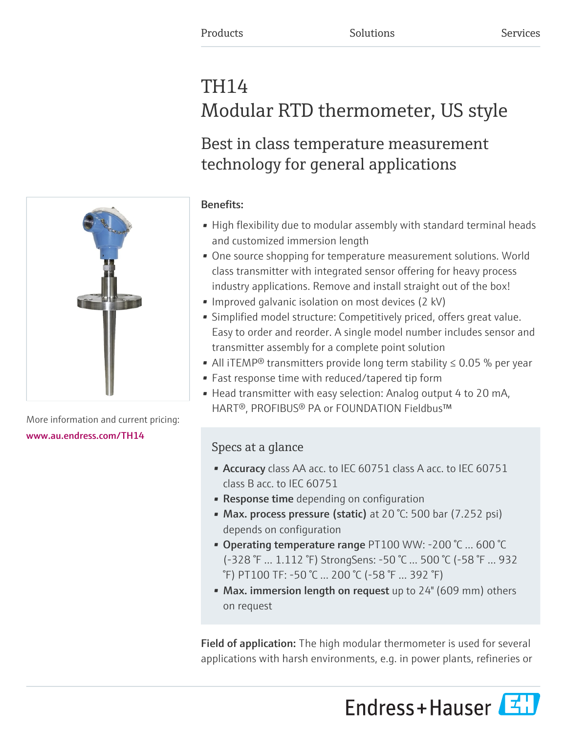Products | Solutions | Services

# TH14
# Modular RTD thermometer, US style

## Best in class temperature measurement technology for general applications

More information and current pricing:
www.au.endress.com/TH14

### Benefits:

- High flexibility due to modular assembly with standard terminal heads and customized immersion length
- One source shopping for temperature measurement solutions. World class transmitter with integrated sensor offering for heavy process industry applications. Remove and install straight out of the box!
- Improved galvanic isolation on most devices (2 kV)
- Simplified model structure: Competitively priced, offers great value. Easy to order and reorder. A single model number includes sensor and transmitter assembly for a complete point solution
- All iTEMP® transmitters provide long term stability ≤ 0.05 % per year
- Fast response time with reduced/tapered tip form
- Head transmitter with easy selection: Analog output 4 to 20 mA, HART®, PROFIBUS® PA or FOUNDATION Fieldbus™

### Specs at a glance

- **Accuracy** class AA acc. to IEC 60751 class A acc. to IEC 60751 class B acc. to IEC 60751
- **Response time** depending on configuration
- **Max. process pressure (static)** at 20 °C: 500 bar (7.252 psi) depends on configuration
- **Operating temperature range** PT100 WW: -200 °C ... 600 °C (-328 °F ... 1.112 °F) StrongSens: -50 °C ... 500 °C (-58 °F ... 932 °F) PT100 TF: -50 °C ... 200 °C (-58 °F ... 392 °F)
- **Max. immersion length on request** up to 24" (609 mm) others on request

**Field of application:** The high modular thermometer is used for several applications with harsh environments, e.g. in power plants, refineries or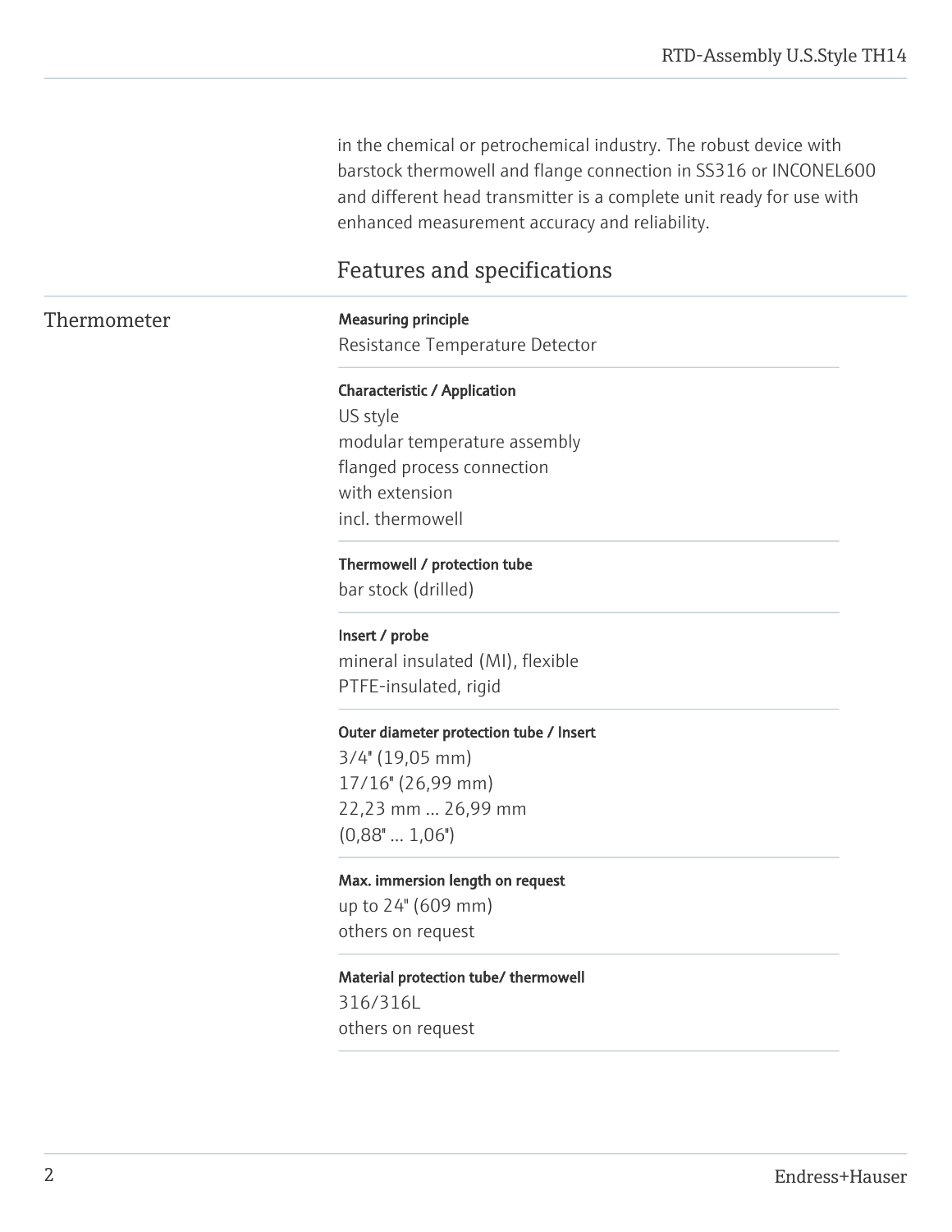in the chemical or petrochemical industry. The robust device with barstock thermowell and flange connection in SS316 or INCONEL600 and different head transmitter is a complete unit ready for use with enhanced measurement accuracy and reliability.

## Features and specifications

### Thermometer

**Measuring principle**
Resistance Temperature Detector

**Characteristic / Application**
US style
modular temperature assembly
flanged process connection
with extension
incl. thermowell

**Thermowell / protection tube**
bar stock (drilled)

**Insert / probe**
mineral insulated (MI), flexible
PTFE-insulated, rigid

**Outer diameter protection tube / Insert**
3/4" (19,05 mm)
17/16" (26,99 mm)
22,23 mm ... 26,99 mm
(0,88" ... 1,06")

**Max. immersion length on request**
up to 24" (609 mm)
others on request

**Material protection tube/ thermowell**
316/316L
others on request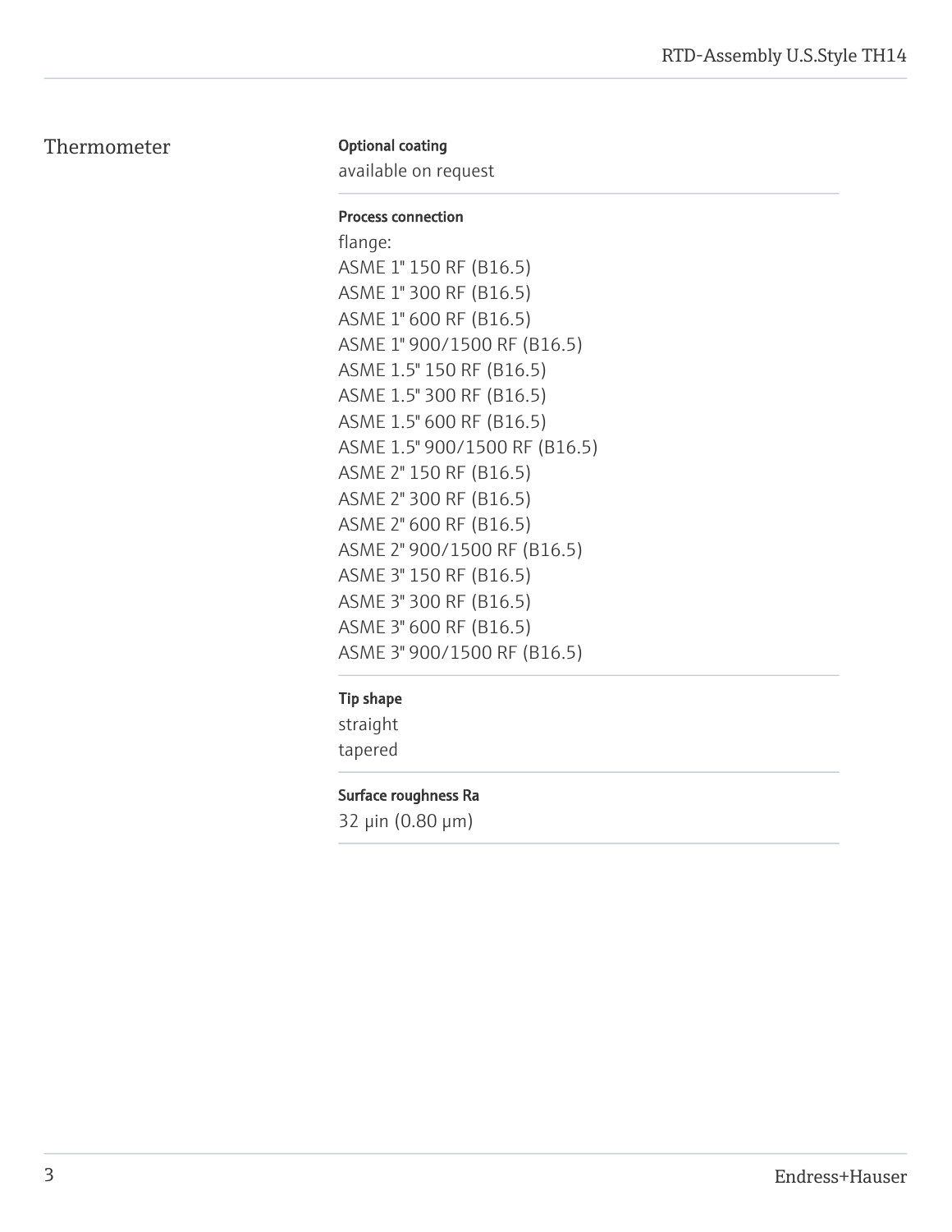## Thermometer

**Optional coating**

available on request

**Process connection**

flange:
ASME 1" 150 RF (B16.5)
ASME 1" 300 RF (B16.5)
ASME 1" 600 RF (B16.5)
ASME 1" 900/1500 RF (B16.5)
ASME 1.5" 150 RF (B16.5)
ASME 1.5" 300 RF (B16.5)
ASME 1.5" 600 RF (B16.5)
ASME 1.5" 900/1500 RF (B16.5)
ASME 2" 150 RF (B16.5)
ASME 2" 300 RF (B16.5)
ASME 2" 600 RF (B16.5)
ASME 2" 900/1500 RF (B16.5)
ASME 3" 150 RF (B16.5)
ASME 3" 300 RF (B16.5)
ASME 3" 600 RF (B16.5)
ASME 3" 900/1500 RF (B16.5)

**Tip shape**

straight
tapered

**Surface roughness Ra**

32 µin (0.80 µm)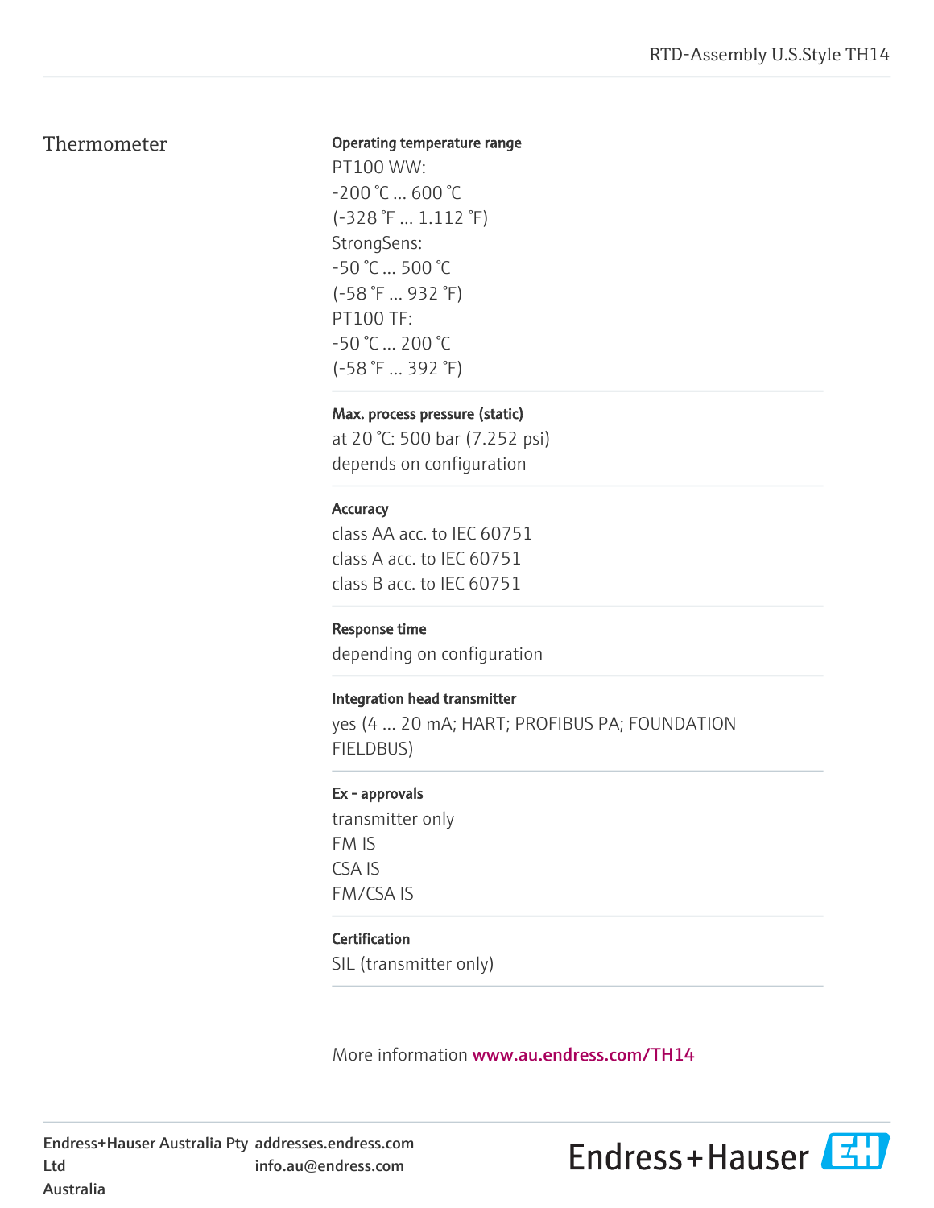## Thermometer

**Operating temperature range**

PT100 WW:
-200 °C ... 600 °C
(-328 °F ... 1.112 °F)
StrongSens:
-50 °C ... 500 °C
(-58 °F ... 932 °F)
PT100 TF:
-50 °C ... 200 °C
(-58 °F ... 392 °F)

**Max. process pressure (static)**

at 20 °C: 500 bar (7.252 psi)
depends on configuration

**Accuracy**

class AA acc. to IEC 60751
class A acc. to IEC 60751
class B acc. to IEC 60751

**Response time**

depending on configuration

**Integration head transmitter**

yes (4 ... 20 mA; HART; PROFIBUS PA; FOUNDATION FIELDBUS)

**Ex - approvals**

transmitter only
FM IS
CSA IS
FM/CSA IS

**Certification**

SIL (transmitter only)

More information www.au.endress.com/TH14

Endress+Hauser Australia Pty Ltd
Australia

addresses.endress.com
info.au@endress.com